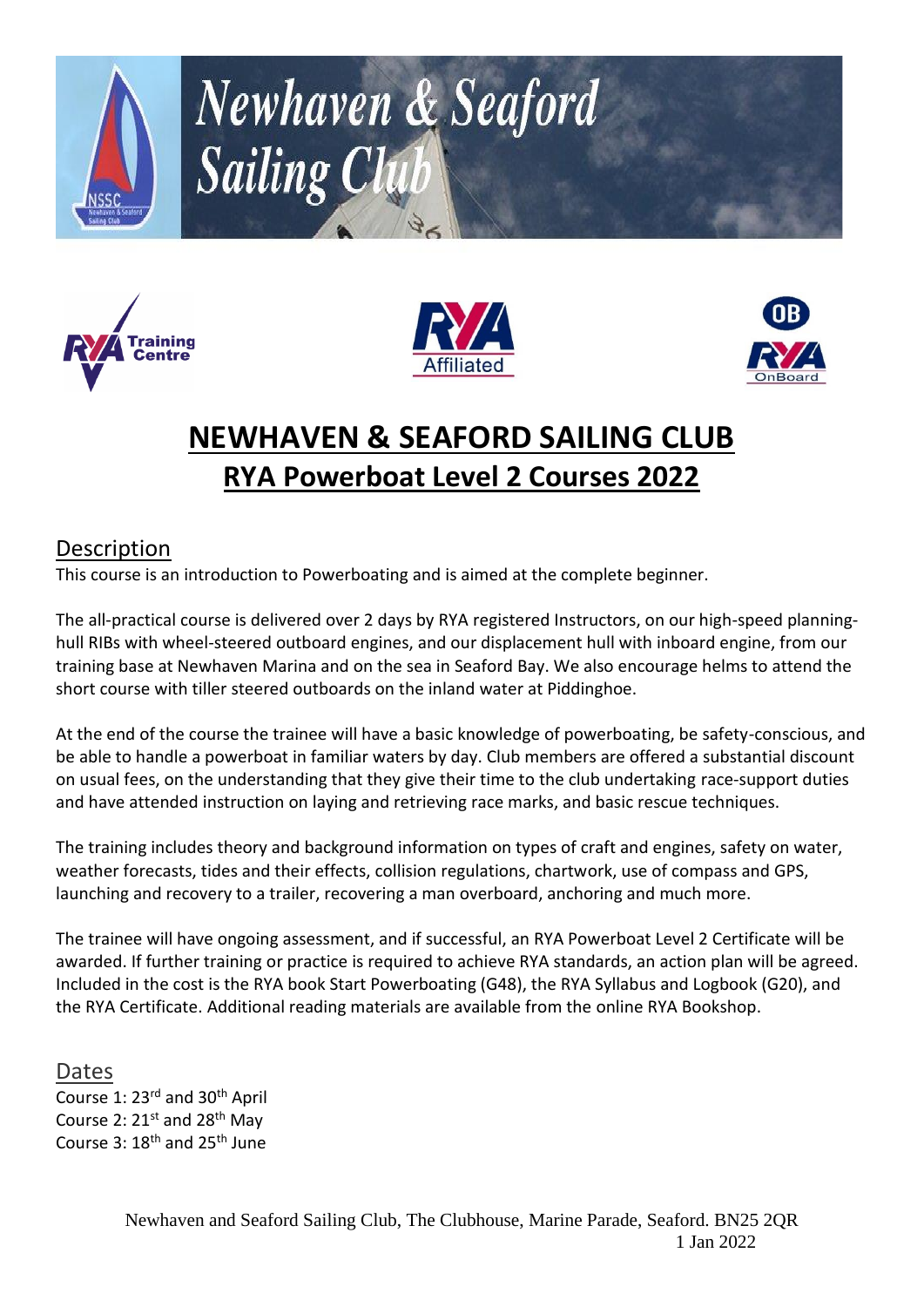# NEWHAVEN & SEAFORD SAILING CLUB

## RYA Powerboat Level 2 Courses 2022

### Description

This course is an introduction to Powerboating and is aimed at the complete beginner.

The all-practical course is delivered over 2 days by RYA registered Instructors, on our high-speed planning-hull RIBs with wheel-steered outboard engines, and our displacement hull with inboard engine, from our training base at Newhaven Marina and on the sea in Seaford Bay. We also encourage helms to attend the short course with tiller steered outboards on the inland water at Piddinghoe.

At the end of the course the trainee will have a basic knowledge of powerboating, be safety-conscious, and be able to handle a powerboat in familiar waters by day. Club members are offered a substantial discount on usual fees, on the understanding that they give their time to the club undertaking race-support duties and have attended instruction on laying and retrieving race marks, and basic rescue techniques.

The training includes theory and background information on types of craft and engines, safety on water, weather forecasts, tides and their effects, collision regulations, chartwork, use of compass and GPS, launching and recovery to a trailer, recovering a man overboard, anchoring and much more.

The trainee will have ongoing assessment, and if successful, an RYA Powerboat Level 2 Certificate will be awarded. If further training or practice is required to achieve RYA standards, an action plan will be agreed. Included in the cost is the RYA book Start Powerboating (G48), the RYA Syllabus and Logbook (G20), and the RYA Certificate. Additional reading materials are available from the online RYA Bookshop.

### Dates

Course 1: 23rd and 30th April
Course 2: 21st and 28th May
Course 3: 18th and 25th June

Newhaven and Seaford Sailing Club, The Clubhouse, Marine Parade, Seaford. BN25 2QR
1 Jan 2022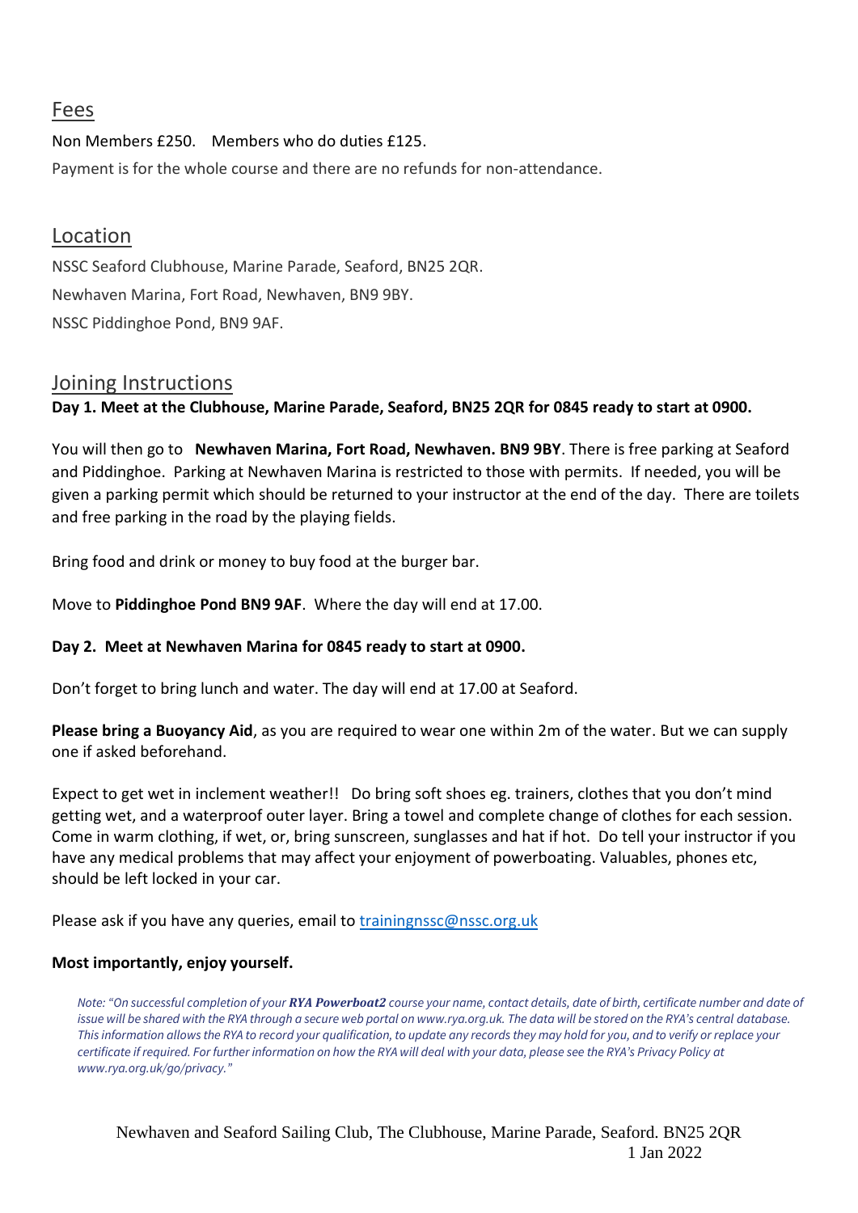## Fees

Non Members £250.    Members who do duties £125.

Payment is for the whole course and there are no refunds for non-attendance.

## Location

NSSC Seaford Clubhouse, Marine Parade, Seaford, BN25 2QR.

Newhaven Marina, Fort Road, Newhaven, BN9 9BY.

NSSC Piddinghoe Pond, BN9 9AF.

## Joining Instructions

**Day 1. Meet at the Clubhouse, Marine Parade, Seaford, BN25 2QR for 0845 ready to start at 0900.**

You will then go to **Newhaven Marina, Fort Road, Newhaven. BN9 9BY**. There is free parking at Seaford and Piddinghoe. Parking at Newhaven Marina is restricted to those with permits. If needed, you will be given a parking permit which should be returned to your instructor at the end of the day. There are toilets and free parking in the road by the playing fields.

Bring food and drink or money to buy food at the burger bar.

Move to **Piddinghoe Pond BN9 9AF**. Where the day will end at 17.00.

**Day 2. Meet at Newhaven Marina for 0845 ready to start at 0900.**

Don't forget to bring lunch and water. The day will end at 17.00 at Seaford.

**Please bring a Buoyancy Aid**, as you are required to wear one within 2m of the water. But we can supply one if asked beforehand.

Expect to get wet in inclement weather!! Do bring soft shoes eg. trainers, clothes that you don't mind getting wet, and a waterproof outer layer. Bring a towel and complete change of clothes for each session. Come in warm clothing, if wet, or, bring sunscreen, sunglasses and hat if hot. Do tell your instructor if you have any medical problems that may affect your enjoyment of powerboating. Valuables, phones etc, should be left locked in your car.

Please ask if you have any queries, email to trainingnssc@nssc.org.uk

**Most importantly, enjoy yourself.**

*Note: "On successful completion of your **RYA Powerboat2** course your name, contact details, date of birth, certificate number and date of issue will be shared with the RYA through a secure web portal on www.rya.org.uk. The data will be stored on the RYA's central database. This information allows the RYA to record your qualification, to update any records they may hold for you, and to verify or replace your certificate if required. For further information on how the RYA will deal with your data, please see the RYA's Privacy Policy at www.rya.org.uk/go/privacy."*

Newhaven and Seaford Sailing Club, The Clubhouse, Marine Parade, Seaford. BN25 2QR

1 Jan 2022